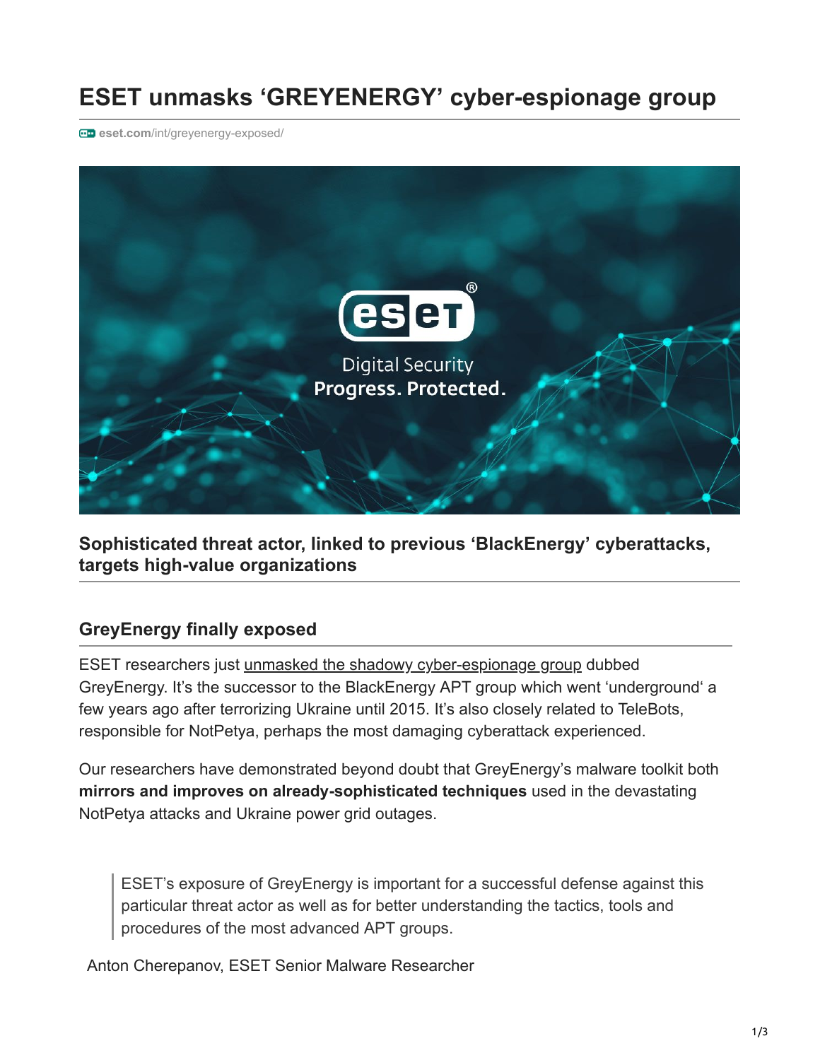# ESET unmasks 'GREYENERGY' cyber-espionage group

eset.com/int/greyenergy-exposed/

**Sophisticated threat actor, linked to previous 'BlackEnergy' cyberattacks, targets high-value organizations**

## GreyEnergy finally exposed

ESET researchers just unmasked the shadowy cyber-espionage group dubbed GreyEnergy. It's the successor to the BlackEnergy APT group which went 'underground' a few years ago after terrorizing Ukraine until 2015. It's also closely related to TeleBots, responsible for NotPetya, perhaps the most damaging cyberattack experienced.

Our researchers have demonstrated beyond doubt that GreyEnergy's malware toolkit both **mirrors and improves on already-sophisticated techniques** used in the devastating NotPetya attacks and Ukraine power grid outages.

> ESET's exposure of GreyEnergy is important for a successful defense against this particular threat actor as well as for better understanding the tactics, tools and procedures of the most advanced APT groups.

Anton Cherepanov, ESET Senior Malware Researcher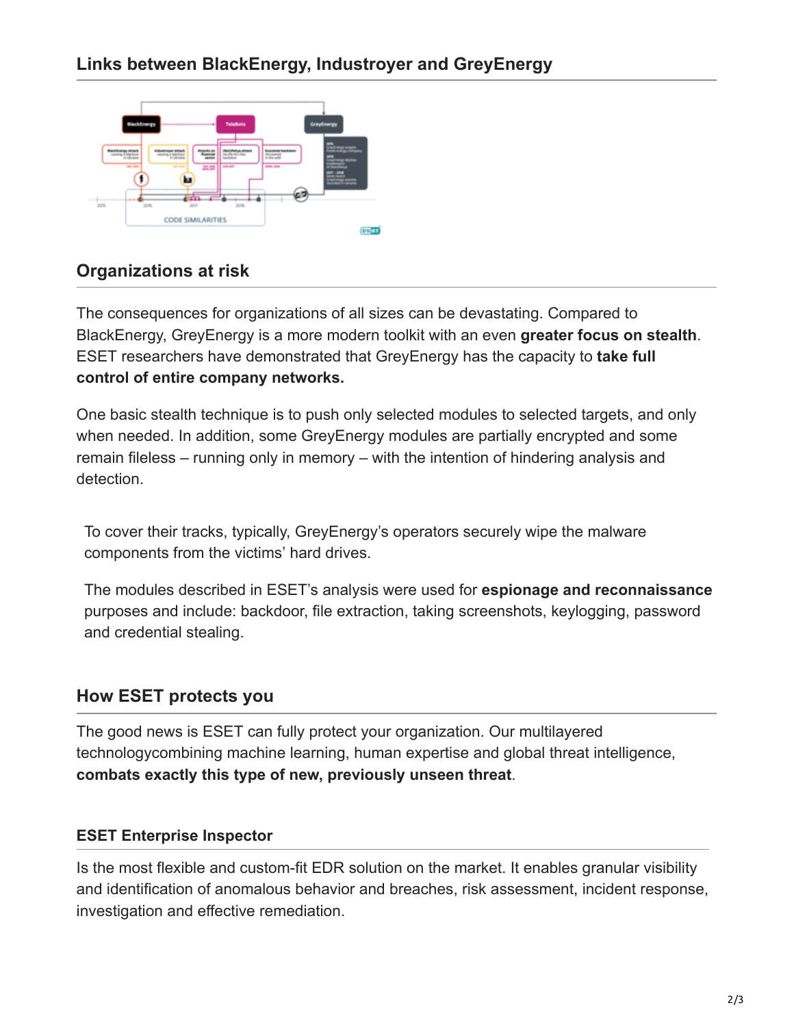## Links between BlackEnergy, Industroyer and GreyEnergy

## Organizations at risk

The consequences for organizations of all sizes can be devastating. Compared to BlackEnergy, GreyEnergy is a more modern toolkit with an even **greater focus on stealth**. ESET researchers have demonstrated that GreyEnergy has the capacity to **take full control of entire company networks.**

One basic stealth technique is to push only selected modules to selected targets, and only when needed. In addition, some GreyEnergy modules are partially encrypted and some remain fileless – running only in memory – with the intention of hindering analysis and detection.

To cover their tracks, typically, GreyEnergy's operators securely wipe the malware components from the victims' hard drives.

The modules described in ESET's analysis were used for **espionage and reconnaissance** purposes and include: backdoor, file extraction, taking screenshots, keylogging, password and credential stealing.

## How ESET protects you

The good news is ESET can fully protect your organization. Our multilayered technologycombining machine learning, human expertise and global threat intelligence, **combats exactly this type of new, previously unseen threat**.

### ESET Enterprise Inspector

Is the most flexible and custom-fit EDR solution on the market. It enables granular visibility and identification of anomalous behavior and breaches, risk assessment, incident response, investigation and effective remediation.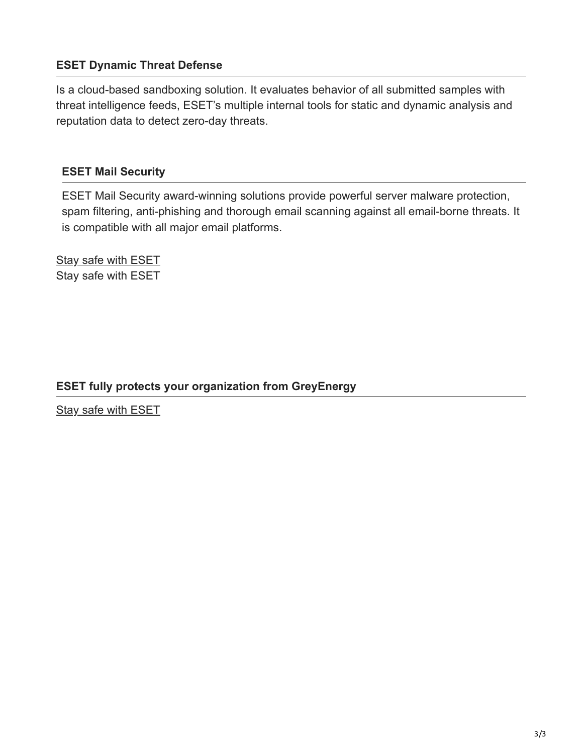### ESET Dynamic Threat Defense

Is a cloud-based sandboxing solution. It evaluates behavior of all submitted samples with threat intelligence feeds, ESET's multiple internal tools for static and dynamic analysis and reputation data to detect zero-day threats.

### ESET Mail Security

ESET Mail Security award-winning solutions provide powerful server malware protection, spam filtering, anti-phishing and thorough email scanning against all email-borne threats. It is compatible with all major email platforms.

Stay safe with ESET
Stay safe with ESET

### ESET fully protects your organization from GreyEnergy

Stay safe with ESET